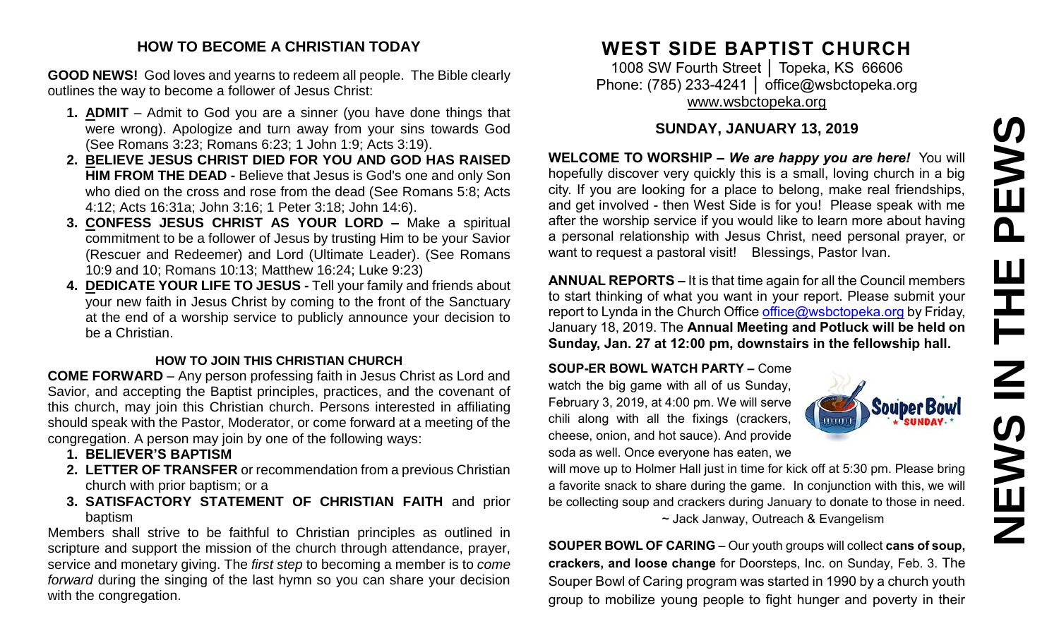## HOW TO BECOME A CHRISTIAN TODAY

**GOOD NEWS!** God loves and yearns to redeem all people. The Bible clearly outlines the way to become a follower of Jesus Christ:

1. **ADMIT** – Admit to God you are a sinner (you have done things that were wrong). Apologize and turn away from your sins towards God (See Romans 3:23; Romans 6:23; 1 John 1:9; Acts 3:19).
2. **BELIEVE JESUS CHRIST DIED FOR YOU AND GOD HAS RAISED HIM FROM THE DEAD -** Believe that Jesus is God's one and only Son who died on the cross and rose from the dead (See Romans 5:8; Acts 4:12; Acts 16:31a; John 3:16; 1 Peter 3:18; John 14:6).
3. **CONFESS JESUS CHRIST AS YOUR LORD –** Make a spiritual commitment to be a follower of Jesus by trusting Him to be your Savior (Rescuer and Redeemer) and Lord (Ultimate Leader). (See Romans 10:9 and 10; Romans 10:13; Matthew 16:24; Luke 9:23)
4. **DEDICATE YOUR LIFE TO JESUS -** Tell your family and friends about your new faith in Jesus Christ by coming to the front of the Sanctuary at the end of a worship service to publicly announce your decision to be a Christian.

### HOW TO JOIN THIS CHRISTIAN CHURCH

**COME FORWARD** – Any person professing faith in Jesus Christ as Lord and Savior, and accepting the Baptist principles, practices, and the covenant of this church, may join this Christian church. Persons interested in affiliating should speak with the Pastor, Moderator, or come forward at a meeting of the congregation. A person may join by one of the following ways:

1. **BELIEVER'S BAPTISM**
2. **LETTER OF TRANSFER** or recommendation from a previous Christian church with prior baptism; or a
3. **SATISFACTORY STATEMENT OF CHRISTIAN FAITH** and prior baptism

Members shall strive to be faithful to Christian principles as outlined in scripture and support the mission of the church through attendance, prayer, service and monetary giving. The *first step* to becoming a member is to *come forward* during the singing of the last hymn so you can share your decision with the congregation.

# WEST SIDE BAPTIST CHURCH

1008 SW Fourth Street │ Topeka, KS 66606
Phone: (785) 233-4241 │ office@wsbctopeka.org
www.wsbctopeka.org

## SUNDAY, JANUARY 13, 2019

# NEWS IN THE PEWS

**WELCOME TO WORSHIP –** ***We are happy you are here!*** You will hopefully discover very quickly this is a small, loving church in a big city. If you are looking for a place to belong, make real friendships, and get involved - then West Side is for you! Please speak with me after the worship service if you would like to learn more about having a personal relationship with Jesus Christ, need personal prayer, or want to request a pastoral visit! Blessings, Pastor Ivan.

**ANNUAL REPORTS –** It is that time again for all the Council members to start thinking of what you want in your report. Please submit your report to Lynda in the Church Office office@wsbctopeka.org by Friday, January 18, 2019. The **Annual Meeting and Potluck will be held on Sunday, Jan. 27 at 12:00 pm, downstairs in the fellowship hall.**

**SOUP-ER BOWL WATCH PARTY –** Come watch the big game with all of us Sunday, February 3, 2019, at 4:00 pm. We will serve chili along with all the fixings (crackers, cheese, onion, and hot sauce). And provide soda as well. Once everyone has eaten, we will move up to Holmer Hall just in time for kick off at 5:30 pm. Please bring a favorite snack to share during the game. In conjunction with this, we will be collecting soup and crackers during January to donate to those in need.
~ Jack Janway, Outreach & Evangelism

**SOUPER BOWL OF CARING** – Our youth groups will collect **cans of soup, crackers, and loose change** for Doorsteps, Inc. on Sunday, Feb. 3. The Souper Bowl of Caring program was started in 1990 by a church youth group to mobilize young people to fight hunger and poverty in their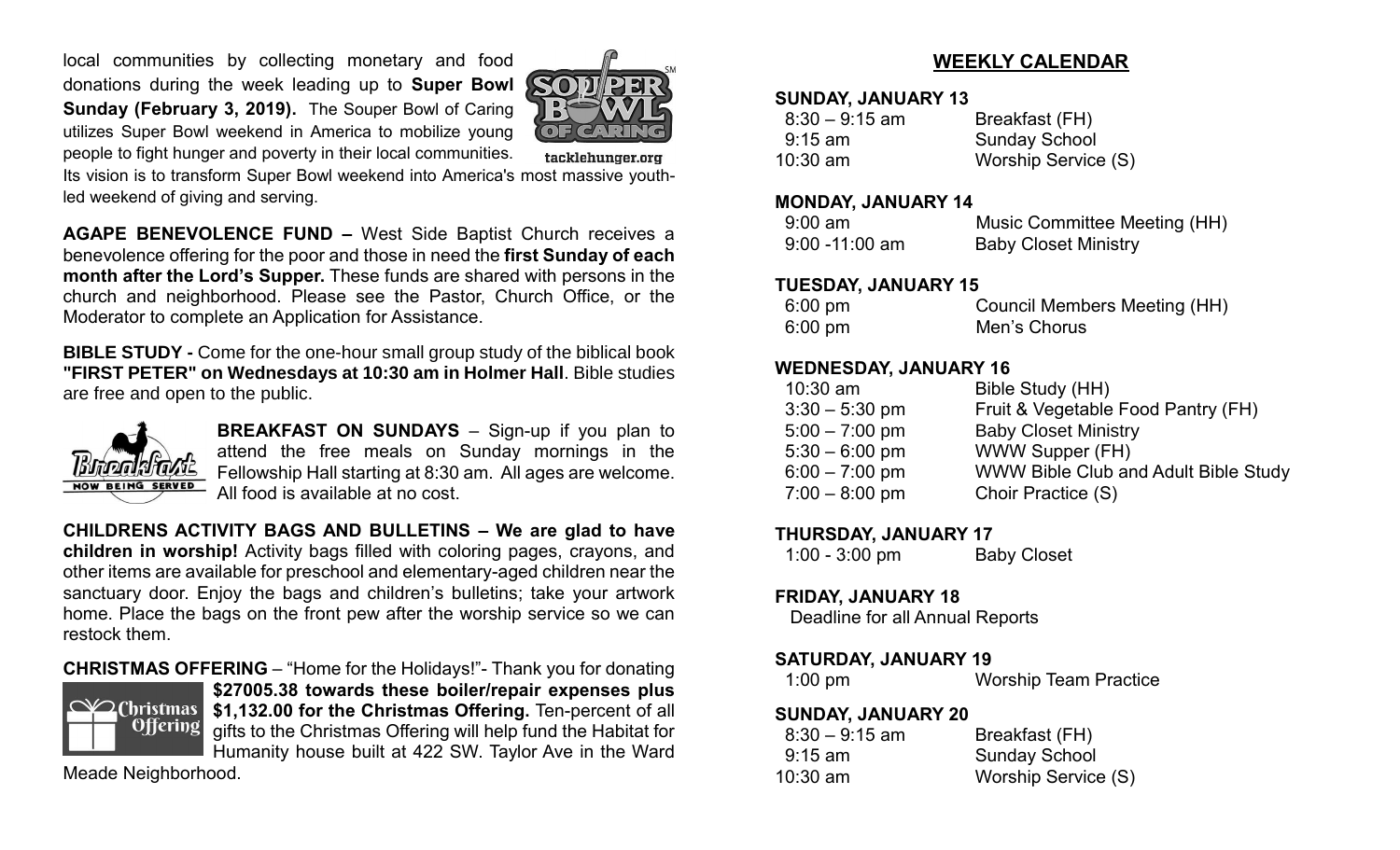local communities by collecting monetary and food donations during the week leading up to **Super Bowl Sunday (February 3, 2019).** The Souper Bowl of Caring utilizes Super Bowl weekend in America to mobilize young people to fight hunger and poverty in their local communities. Its vision is to transform Super Bowl weekend into America's most massive youth-led weekend of giving and serving.

**AGAPE BENEVOLENCE FUND –** West Side Baptist Church receives a benevolence offering for the poor and those in need the **first Sunday of each month after the Lord's Supper.** These funds are shared with persons in the church and neighborhood. Please see the Pastor, Church Office, or the Moderator to complete an Application for Assistance.

**BIBLE STUDY -** Come for the one-hour small group study of the biblical book **"FIRST PETER" on Wednesdays at 10:30 am in Holmer Hall**. Bible studies are free and open to the public.

**BREAKFAST ON SUNDAYS** – Sign-up if you plan to attend the free meals on Sunday mornings in the Fellowship Hall starting at 8:30 am. All ages are welcome. All food is available at no cost.

**CHILDRENS ACTIVITY BAGS AND BULLETINS – We are glad to have children in worship!** Activity bags filled with coloring pages, crayons, and other items are available for preschool and elementary-aged children near the sanctuary door. Enjoy the bags and children's bulletins; take your artwork home. Place the bags on the front pew after the worship service so we can restock them.

**CHRISTMAS OFFERING** – "Home for the Holidays!"- Thank you for donating **$27005.38 towards these boiler/repair expenses plus $1,132.00 for the Christmas Offering.** Ten-percent of all gifts to the Christmas Offering will help fund the Habitat for Humanity house built at 422 SW. Taylor Ave in the Ward Meade Neighborhood.

## WEEKLY CALENDAR

**SUNDAY, JANUARY 13**

| | |
|---|---|
| 8:30 – 9:15 am | Breakfast (FH) |
| 9:15 am | Sunday School |
| 10:30 am | Worship Service (S) |

**MONDAY, JANUARY 14**

| | |
|---|---|
| 9:00 am | Music Committee Meeting (HH) |
| 9:00 -11:00 am | Baby Closet Ministry |

**TUESDAY, JANUARY 15**

| | |
|---|---|
| 6:00 pm | Council Members Meeting (HH) |
| 6:00 pm | Men's Chorus |

**WEDNESDAY, JANUARY 16**

| | |
|---|---|
| 10:30 am | Bible Study (HH) |
| 3:30 – 5:30 pm | Fruit & Vegetable Food Pantry (FH) |
| 5:00 – 7:00 pm | Baby Closet Ministry |
| 5:30 – 6:00 pm | WWW Supper (FH) |
| 6:00 – 7:00 pm | WWW Bible Club and Adult Bible Study |
| 7:00 – 8:00 pm | Choir Practice (S) |

**THURSDAY, JANUARY 17**

| | |
|---|---|
| 1:00 - 3:00 pm | Baby Closet |

**FRIDAY, JANUARY 18**

Deadline for all Annual Reports

**SATURDAY, JANUARY 19**

| | |
|---|---|
| 1:00 pm | Worship Team Practice |

**SUNDAY, JANUARY 20**

| | |
|---|---|
| 8:30 – 9:15 am | Breakfast (FH) |
| 9:15 am | Sunday School |
| 10:30 am | Worship Service (S) |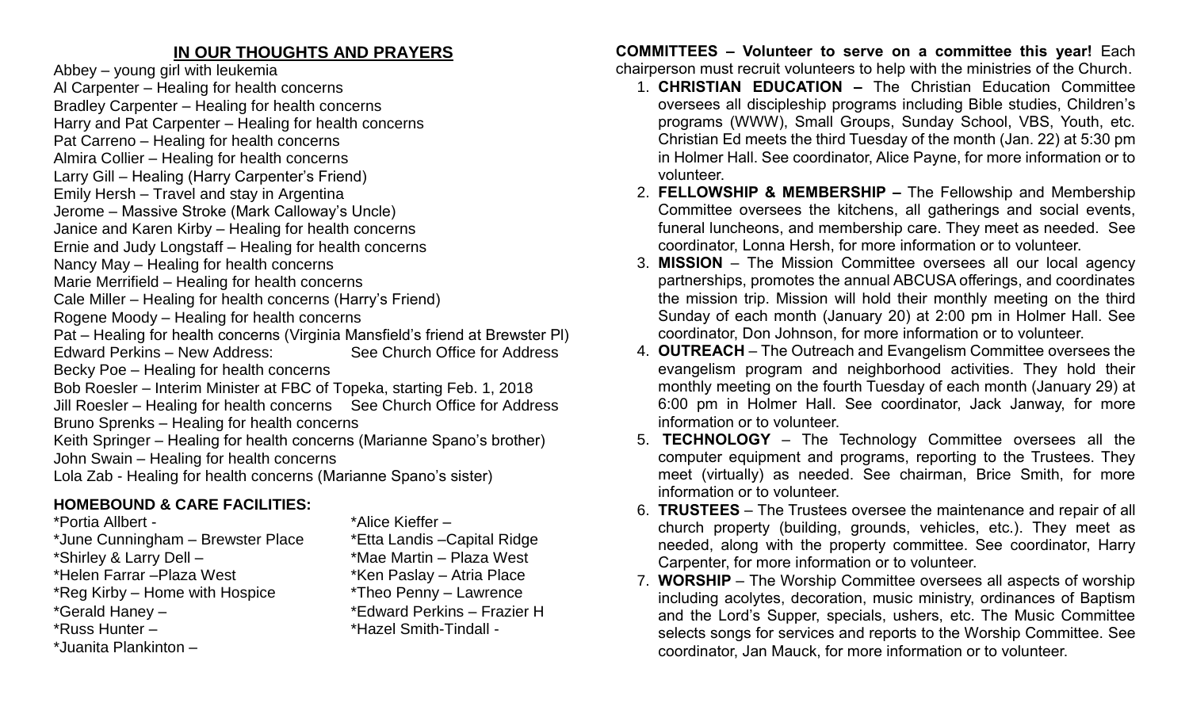## IN OUR THOUGHTS AND PRAYERS

Abbey – young girl with leukemia
Al Carpenter – Healing for health concerns
Bradley Carpenter – Healing for health concerns
Harry and Pat Carpenter – Healing for health concerns
Pat Carreno – Healing for health concerns
Almira Collier – Healing for health concerns
Larry Gill – Healing (Harry Carpenter's Friend)
Emily Hersh – Travel and stay in Argentina
Jerome – Massive Stroke (Mark Calloway's Uncle)
Janice and Karen Kirby – Healing for health concerns
Ernie and Judy Longstaff – Healing for health concerns
Nancy May – Healing for health concerns
Marie Merrifield – Healing for health concerns
Cale Miller – Healing for health concerns (Harry's Friend)
Rogene Moody – Healing for health concerns
Pat – Healing for health concerns (Virginia Mansfield's friend at Brewster Pl)
Edward Perkins – New Address: See Church Office for Address
Becky Poe – Healing for health concerns
Bob Roesler – Interim Minister at FBC of Topeka, starting Feb. 1, 2018
Jill Roesler – Healing for health concerns See Church Office for Address
Bruno Sprenks – Healing for health concerns
Keith Springer – Healing for health concerns (Marianne Spano's brother)
John Swain – Healing for health concerns
Lola Zab - Healing for health concerns (Marianne Spano's sister)

### HOMEBOUND & CARE FACILITIES:

*Portia Allbert -
*June Cunningham – Brewster Place
*Shirley & Larry Dell –
*Helen Farrar –Plaza West
*Reg Kirby – Home with Hospice
*Gerald Haney –
*Russ Hunter –
*Juanita Plankinton –
*Alice Kieffer –
*Etta Landis –Capital Ridge
*Mae Martin – Plaza West
*Ken Paslay – Atria Place
*Theo Penny – Lawrence
*Edward Perkins – Frazier H
*Hazel Smith-Tindall -

**COMMITTEES – Volunteer to serve on a committee this year!** Each chairperson must recruit volunteers to help with the ministries of the Church.

1. **CHRISTIAN EDUCATION –** The Christian Education Committee oversees all discipleship programs including Bible studies, Children's programs (WWW), Small Groups, Sunday School, VBS, Youth, etc. Christian Ed meets the third Tuesday of the month (Jan. 22) at 5:30 pm in Holmer Hall. See coordinator, Alice Payne, for more information or to volunteer.
2. **FELLOWSHIP & MEMBERSHIP –** The Fellowship and Membership Committee oversees the kitchens, all gatherings and social events, funeral luncheons, and membership care. They meet as needed. See coordinator, Lonna Hersh, for more information or to volunteer.
3. **MISSION** – The Mission Committee oversees all our local agency partnerships, promotes the annual ABCUSA offerings, and coordinates the mission trip. Mission will hold their monthly meeting on the third Sunday of each month (January 20) at 2:00 pm in Holmer Hall. See coordinator, Don Johnson, for more information or to volunteer.
4. **OUTREACH** – The Outreach and Evangelism Committee oversees the evangelism program and neighborhood activities. They hold their monthly meeting on the fourth Tuesday of each month (January 29) at 6:00 pm in Holmer Hall. See coordinator, Jack Janway, for more information or to volunteer.
5. **TECHNOLOGY** – The Technology Committee oversees all the computer equipment and programs, reporting to the Trustees. They meet (virtually) as needed. See chairman, Brice Smith, for more information or to volunteer.
6. **TRUSTEES** – The Trustees oversee the maintenance and repair of all church property (building, grounds, vehicles, etc.). They meet as needed, along with the property committee. See coordinator, Harry Carpenter, for more information or to volunteer.
7. **WORSHIP** – The Worship Committee oversees all aspects of worship including acolytes, decoration, music ministry, ordinances of Baptism and the Lord's Supper, specials, ushers, etc. The Music Committee selects songs for services and reports to the Worship Committee. See coordinator, Jan Mauck, for more information or to volunteer.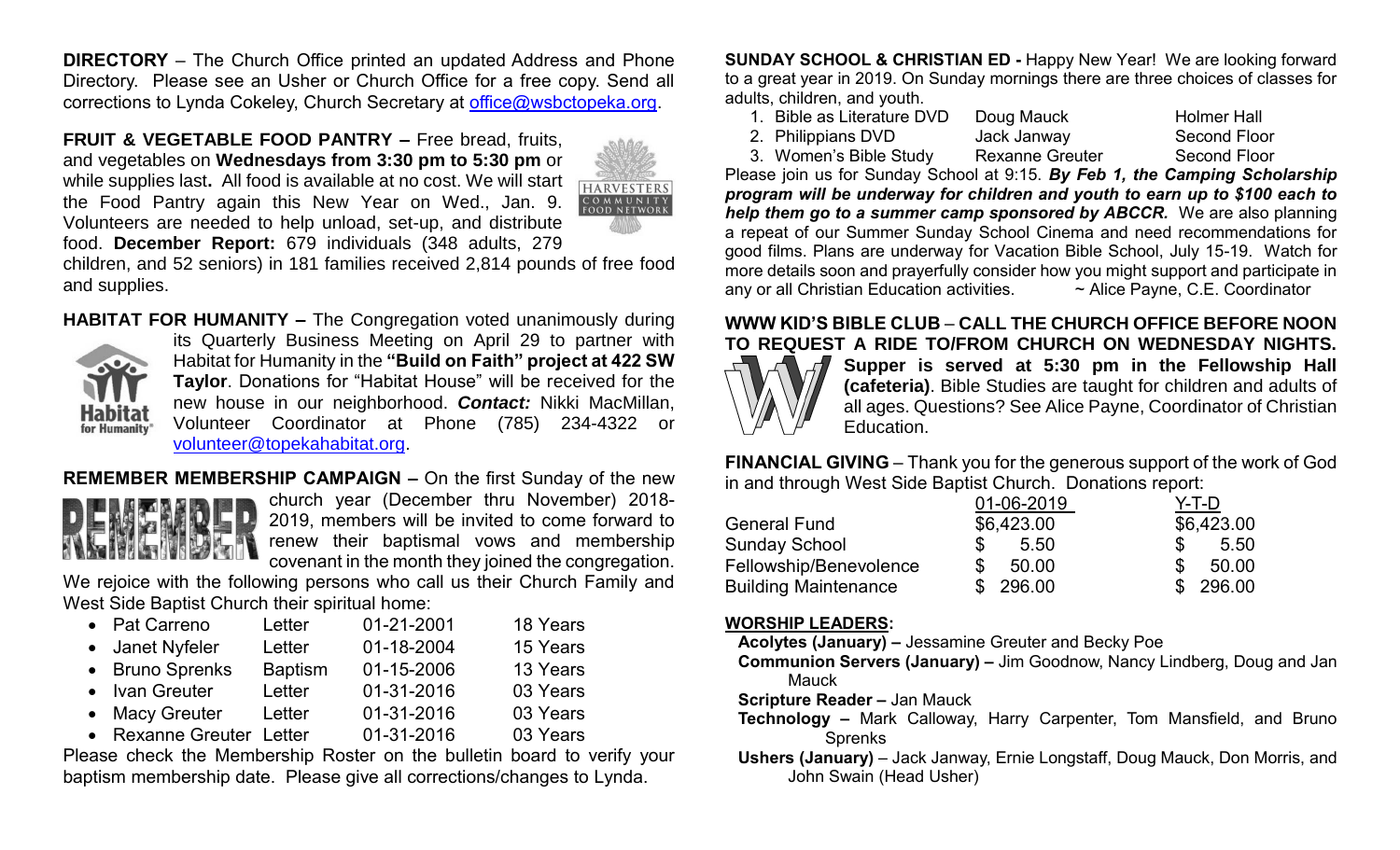**DIRECTORY** – The Church Office printed an updated Address and Phone Directory. Please see an Usher or Church Office for a free copy. Send all corrections to Lynda Cokeley, Church Secretary at office@wsbctopeka.org.

**FRUIT & VEGETABLE FOOD PANTRY –** Free bread, fruits, and vegetables on **Wednesdays from 3:30 pm to 5:30 pm** or while supplies last**.** All food is available at no cost. We will start the Food Pantry again this New Year on Wed., Jan. 9. Volunteers are needed to help unload, set-up, and distribute food. **December Report:** 679 individuals (348 adults, 279 children, and 52 seniors) in 181 families received 2,814 pounds of free food and supplies.

**HABITAT FOR HUMANITY –** The Congregation voted unanimously during its Quarterly Business Meeting on April 29 to partner with Habitat for Humanity in the **"Build on Faith" project at 422 SW Taylor**. Donations for "Habitat House" will be received for the new house in our neighborhood. ***Contact:*** Nikki MacMillan, Volunteer Coordinator at Phone (785) 234-4322 or volunteer@topekahabitat.org.

**REMEMBER MEMBERSHIP CAMPAIGN –** On the first Sunday of the new church year (December thru November) 2018-2019, members will be invited to come forward to renew their baptismal vows and membership covenant in the month they joined the congregation.

We rejoice with the following persons who call us their Church Family and West Side Baptist Church their spiritual home:

| | | | |
|---|---|---|---|
| • Pat Carreno | Letter | 01-21-2001 | 18 Years |
| • Janet Nyfeler | Letter | 01-18-2004 | 15 Years |
| • Bruno Sprenks | Baptism | 01-15-2006 | 13 Years |
| • Ivan Greuter | Letter | 01-31-2016 | 03 Years |
| • Macy Greuter | Letter | 01-31-2016 | 03 Years |
| • Rexanne Greuter | Letter | 01-31-2016 | 03 Years |

Please check the Membership Roster on the bulletin board to verify your baptism membership date. Please give all corrections/changes to Lynda.

**SUNDAY SCHOOL & CHRISTIAN ED -** Happy New Year! We are looking forward to a great year in 2019. On Sunday mornings there are three choices of classes for adults, children, and youth.

| | | |
|---|---|---|
| 1. Bible as Literature DVD | Doug Mauck | Holmer Hall |
| 2. Philippians DVD | Jack Janway | Second Floor |
| 3. Women's Bible Study | Rexanne Greuter | Second Floor |

Please join us for Sunday School at 9:15. ***By Feb 1, the Camping Scholarship program will be underway for children and youth to earn up to $100 each to help them go to a summer camp sponsored by ABCCR.*** We are also planning a repeat of our Summer Sunday School Cinema and need recommendations for good films. Plans are underway for Vacation Bible School, July 15-19. Watch for more details soon and prayerfully consider how you might support and participate in any or all Christian Education activities. ~ Alice Payne, C.E. Coordinator

**WWW KID'S BIBLE CLUB – CALL THE CHURCH OFFICE BEFORE NOON TO REQUEST A RIDE TO/FROM CHURCH ON WEDNESDAY NIGHTS. Supper is served at 5:30 pm in the Fellowship Hall (cafeteria)**. Bible Studies are taught for children and adults of all ages. Questions? See Alice Payne, Coordinator of Christian Education.

**FINANCIAL GIVING** – Thank you for the generous support of the work of God in and through West Side Baptist Church. Donations report:

| | 01-06-2019 | Y-T-D |
|---|---|---|
| General Fund | $6,423.00 | $6,423.00 |
| Sunday School | $ 5.50 | $ 5.50 |
| Fellowship/Benevolence | $ 50.00 | $ 50.00 |
| Building Maintenance | $ 296.00 | $ 296.00 |

**WORSHIP LEADERS:**

**Acolytes (January) –** Jessamine Greuter and Becky Poe

**Communion Servers (January) –** Jim Goodnow, Nancy Lindberg, Doug and Jan Mauck

**Scripture Reader –** Jan Mauck

**Technology –** Mark Calloway, Harry Carpenter, Tom Mansfield, and Bruno Sprenks

**Ushers (January)** – Jack Janway, Ernie Longstaff, Doug Mauck, Don Morris, and John Swain (Head Usher)